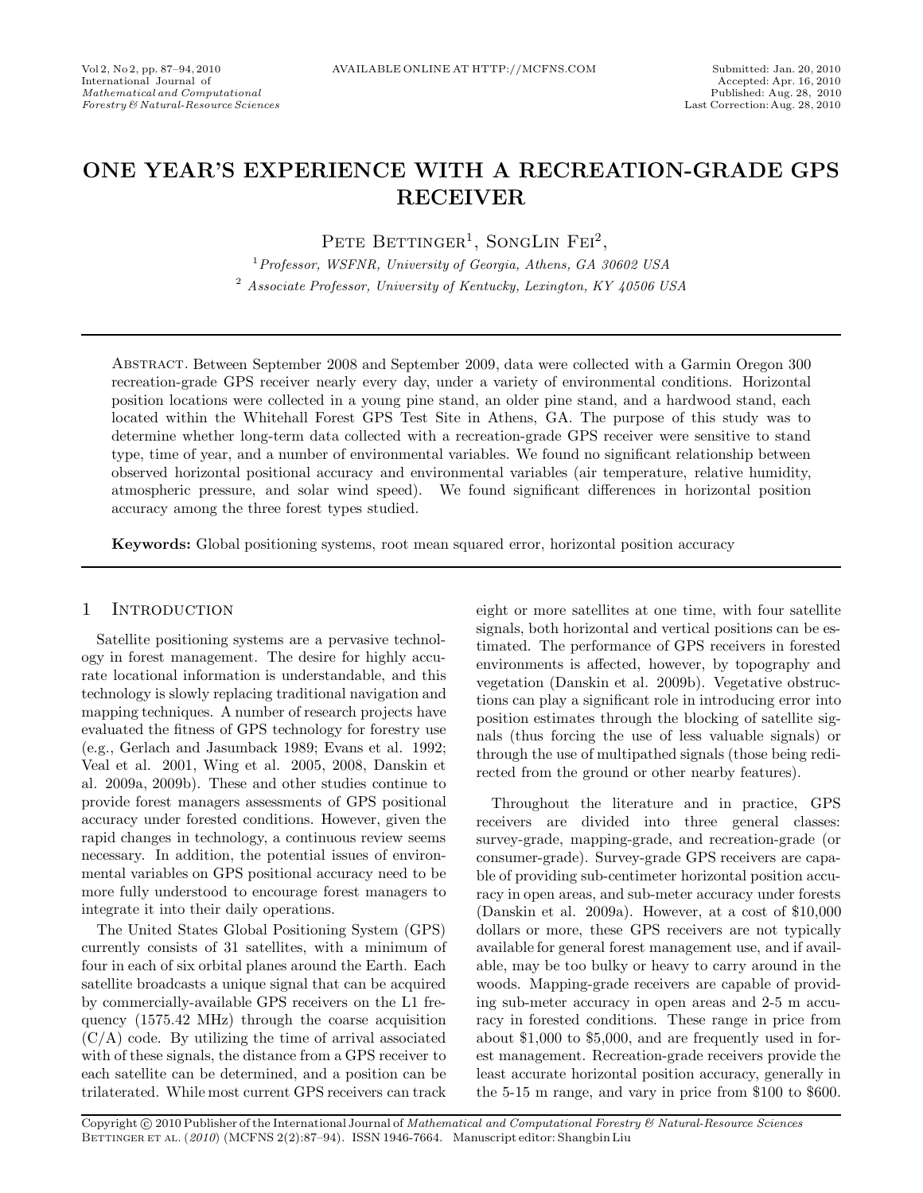# ONE YEAR'S EXPERIENCE WITH A RECREATION-GRADE GPS RECEIVER

Pete Bettinger[1], SongLin Fei[2],

[1] *Professor, WSFNR, University of Georgia, Athens, GA 30602 USA*

[2] *Associate Professor, University of Kentucky, Lexington, KY 40506 USA*

Abstract. Between September 2008 and September 2009, data were collected with a Garmin Oregon 300 recreation-grade GPS receiver nearly every day, under a variety of environmental conditions. Horizontal position locations were collected in a young pine stand, an older pine stand, and a hardwood stand, each located within the Whitehall Forest GPS Test Site in Athens, GA. The purpose of this study was to determine whether long-term data collected with a recreation-grade GPS receiver were sensitive to stand type, time of year, and a number of environmental variables. We found no significant relationship between observed horizontal positional accuracy and environmental variables (air temperature, relative humidity, atmospheric pressure, and solar wind speed). We found significant differences in horizontal position accuracy among the three forest types studied.

**Keywords:** Global positioning systems, root mean squared error, horizontal position accuracy

## 1 Introduction

Satellite positioning systems are a pervasive technology in forest management. The desire for highly accurate locational information is understandable, and this technology is slowly replacing traditional navigation and mapping techniques. A number of research projects have evaluated the fitness of GPS technology for forestry use (e.g., Gerlach and Jasumback 1989; Evans et al. 1992; Veal et al. 2001, Wing et al. 2005, 2008, Danskin et al. 2009a, 2009b). These and other studies continue to provide forest managers assessments of GPS positional accuracy under forested conditions. However, given the rapid changes in technology, a continuous review seems necessary. In addition, the potential issues of environmental variables on GPS positional accuracy need to be more fully understood to encourage forest managers to integrate it into their daily operations.

The United States Global Positioning System (GPS) currently consists of 31 satellites, with a minimum of four in each of six orbital planes around the Earth. Each satellite broadcasts a unique signal that can be acquired by commercially-available GPS receivers on the L1 frequency (1575.42 MHz) through the coarse acquisition (C/A) code. By utilizing the time of arrival associated with of these signals, the distance from a GPS receiver to each satellite can be determined, and a position can be trilaterated. While most current GPS receivers can track eight or more satellites at one time, with four satellite signals, both horizontal and vertical positions can be estimated. The performance of GPS receivers in forested environments is affected, however, by topography and vegetation (Danskin et al. 2009b). Vegetative obstructions can play a significant role in introducing error into position estimates through the blocking of satellite signals (thus forcing the use of less valuable signals) or through the use of multipathed signals (those being redirected from the ground or other nearby features).

Throughout the literature and in practice, GPS receivers are divided into three general classes: survey-grade, mapping-grade, and recreation-grade (or consumer-grade). Survey-grade GPS receivers are capable of providing sub-centimeter horizontal position accuracy in open areas, and sub-meter accuracy under forests (Danskin et al. 2009a). However, at a cost of $10,000 dollars or more, these GPS receivers are not typically available for general forest management use, and if available, may be too bulky or heavy to carry around in the woods. Mapping-grade receivers are capable of providing sub-meter accuracy in open areas and 2-5 m accuracy in forested conditions. These range in price from about $1,000 to $5,000, and are frequently used in forest management. Recreation-grade receivers provide the least accurate horizontal position accuracy, generally in the 5-15 m range, and vary in price from $100 to $600.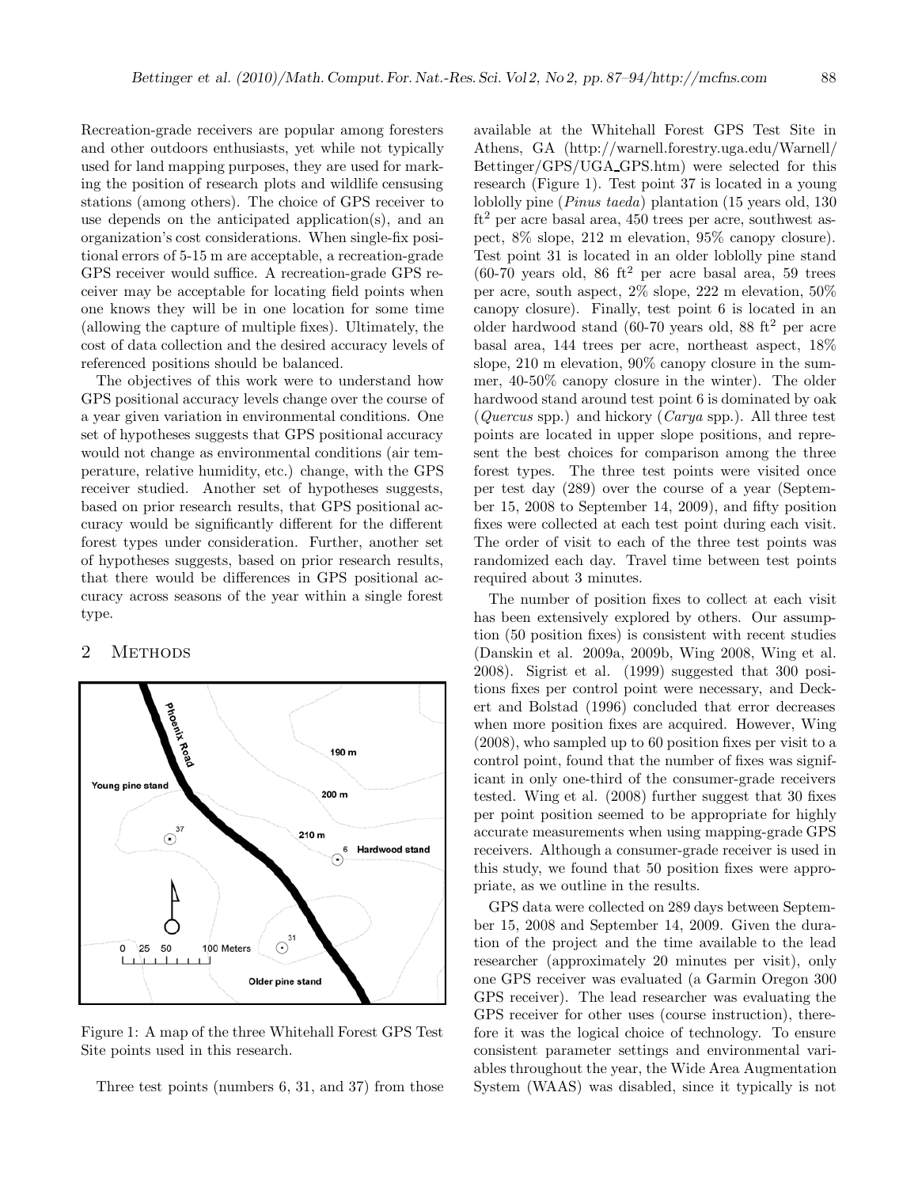Recreation-grade receivers are popular among foresters and other outdoors enthusiasts, yet while not typically used for land mapping purposes, they are used for marking the position of research plots and wildlife censusing stations (among others). The choice of GPS receiver to use depends on the anticipated application(s), and an organization's cost considerations. When single-fix positional errors of 5-15 m are acceptable, a recreation-grade GPS receiver would suffice. A recreation-grade GPS receiver may be acceptable for locating field points when one knows they will be in one location for some time (allowing the capture of multiple fixes). Ultimately, the cost of data collection and the desired accuracy levels of referenced positions should be balanced.

The objectives of this work were to understand how GPS positional accuracy levels change over the course of a year given variation in environmental conditions. One set of hypotheses suggests that GPS positional accuracy would not change as environmental conditions (air temperature, relative humidity, etc.) change, with the GPS receiver studied. Another set of hypotheses suggests, based on prior research results, that GPS positional accuracy would be significantly different for the different forest types under consideration. Further, another set of hypotheses suggests, based on prior research results, that there would be differences in GPS positional accuracy across seasons of the year within a single forest type.

## 2 Methods

Figure 1: A map of the three Whitehall Forest GPS Test Site points used in this research.

Three test points (numbers 6, 31, and 37) from those available at the Whitehall Forest GPS Test Site in Athens, GA (http://warnell.forestry.uga.edu/Warnell/Bettinger/GPS/UGA_GPS.htm) were selected for this research (Figure 1). Test point 37 is located in a young loblolly pine (*Pinus taeda*) plantation (15 years old, 130 $\mathrm{ft}^2$ per acre basal area, 450 trees per acre, southwest aspect, 8% slope, 212 m elevation, 95% canopy closure). Test point 31 is located in an older loblolly pine stand (60-70 years old, 86 $\mathrm{ft}^2$ per acre basal area, 59 trees per acre, south aspect, 2% slope, 222 m elevation, 50% canopy closure). Finally, test point 6 is located in an older hardwood stand (60-70 years old, 88 $\mathrm{ft}^2$ per acre basal area, 144 trees per acre, northeast aspect, 18% slope, 210 m elevation, 90% canopy closure in the summer, 40-50% canopy closure in the winter). The older hardwood stand around test point 6 is dominated by oak (*Quercus* spp.) and hickory (*Carya* spp.). All three test points are located in upper slope positions, and represent the best choices for comparison among the three forest types. The three test points were visited once per test day (289) over the course of a year (September 15, 2008 to September 14, 2009), and fifty position fixes were collected at each test point during each visit. The order of visit to each of the three test points was randomized each day. Travel time between test points required about 3 minutes.

The number of position fixes to collect at each visit has been extensively explored by others. Our assumption (50 position fixes) is consistent with recent studies (Danskin et al. 2009a, 2009b, Wing 2008, Wing et al. 2008). Sigrist et al. (1999) suggested that 300 positions fixes per control point were necessary, and Deckert and Bolstad (1996) concluded that error decreases when more position fixes are acquired. However, Wing (2008), who sampled up to 60 position fixes per visit to a control point, found that the number of fixes was significant in only one-third of the consumer-grade receivers tested. Wing et al. (2008) further suggest that 30 fixes per point position seemed to be appropriate for highly accurate measurements when using mapping-grade GPS receivers. Although a consumer-grade receiver is used in this study, we found that 50 position fixes were appropriate, as we outline in the results.

GPS data were collected on 289 days between September 15, 2008 and September 14, 2009. Given the duration of the project and the time available to the lead researcher (approximately 20 minutes per visit), only one GPS receiver was evaluated (a Garmin Oregon 300 GPS receiver). The lead researcher was evaluating the GPS receiver for other uses (course instruction), therefore it was the logical choice of technology. To ensure consistent parameter settings and environmental variables throughout the year, the Wide Area Augmentation System (WAAS) was disabled, since it typically is not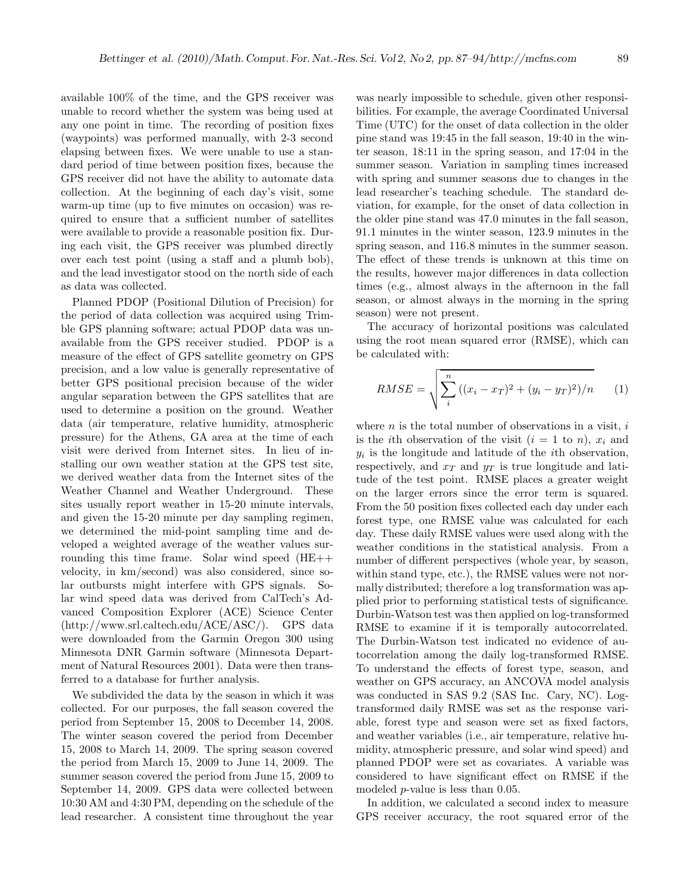available 100% of the time, and the GPS receiver was unable to record whether the system was being used at any one point in time. The recording of position fixes (waypoints) was performed manually, with 2-3 second elapsing between fixes. We were unable to use a standard period of time between position fixes, because the GPS receiver did not have the ability to automate data collection. At the beginning of each day's visit, some warm-up time (up to five minutes on occasion) was required to ensure that a sufficient number of satellites were available to provide a reasonable position fix. During each visit, the GPS receiver was plumbed directly over each test point (using a staff and a plumb bob), and the lead investigator stood on the north side of each as data was collected.

Planned PDOP (Positional Dilution of Precision) for the period of data collection was acquired using Trimble GPS planning software; actual PDOP data was unavailable from the GPS receiver studied. PDOP is a measure of the effect of GPS satellite geometry on GPS precision, and a low value is generally representative of better GPS positional precision because of the wider angular separation between the GPS satellites that are used to determine a position on the ground. Weather data (air temperature, relative humidity, atmospheric pressure) for the Athens, GA area at the time of each visit were derived from Internet sites. In lieu of installing our own weather station at the GPS test site, we derived weather data from the Internet sites of the Weather Channel and Weather Underground. These sites usually report weather in 15-20 minute intervals, and given the 15-20 minute per day sampling regimen, we determined the mid-point sampling time and developed a weighted average of the weather values surrounding this time frame. Solar wind speed (HE++ velocity, in km/second) was also considered, since solar outbursts might interfere with GPS signals. Solar wind speed data was derived from CalTech's Advanced Composition Explorer (ACE) Science Center (http://www.srl.caltech.edu/ACE/ASC/). GPS data were downloaded from the Garmin Oregon 300 using Minnesota DNR Garmin software (Minnesota Department of Natural Resources 2001). Data were then transferred to a database for further analysis.

We subdivided the data by the season in which it was collected. For our purposes, the fall season covered the period from September 15, 2008 to December 14, 2008. The winter season covered the period from December 15, 2008 to March 14, 2009. The spring season covered the period from March 15, 2009 to June 14, 2009. The summer season covered the period from June 15, 2009 to September 14, 2009. GPS data were collected between 10:30 AM and 4:30 PM, depending on the schedule of the lead researcher. A consistent time throughout the year was nearly impossible to schedule, given other responsibilities. For example, the average Coordinated Universal Time (UTC) for the onset of data collection in the older pine stand was 19:45 in the fall season, 19:40 in the winter season, 18:11 in the spring season, and 17:04 in the summer season. Variation in sampling times increased with spring and summer seasons due to changes in the lead researcher's teaching schedule. The standard deviation, for example, for the onset of data collection in the older pine stand was 47.0 minutes in the fall season, 91.1 minutes in the winter season, 123.9 minutes in the spring season, and 116.8 minutes in the summer season. The effect of these trends is unknown at this time on the results, however major differences in data collection times (e.g., almost always in the afternoon in the fall season, or almost always in the morning in the spring season) were not present.

The accuracy of horizontal positions was calculated using the root mean squared error (RMSE), which can be calculated with:

$$RMSE = \sqrt{\sum_{i}^{n} ((x_i - x_T)^2 + (y_i - y_T)^2)/n} \qquad (1)$$

where $n$ is the total number of observations in a visit, $i$ is the $i$th observation of the visit ($i = 1$ to $n$), $x_i$ and $y_i$ is the longitude and latitude of the $i$th observation, respectively, and $x_T$ and $y_T$ is true longitude and latitude of the test point. RMSE places a greater weight on the larger errors since the error term is squared. From the 50 position fixes collected each day under each forest type, one RMSE value was calculated for each day. These daily RMSE values were used along with the weather conditions in the statistical analysis. From a number of different perspectives (whole year, by season, within stand type, etc.), the RMSE values were not normally distributed; therefore a log transformation was applied prior to performing statistical tests of significance. Durbin-Watson test was then applied on log-transformed RMSE to examine if it is temporally autocorrelated. The Durbin-Watson test indicated no evidence of autocorrelation among the daily log-transformed RMSE. To understand the effects of forest type, season, and weather on GPS accuracy, an ANCOVA model analysis was conducted in SAS 9.2 (SAS Inc. Cary, NC). Log-transformed daily RMSE was set as the response variable, forest type and season were set as fixed factors, and weather variables (i.e., air temperature, relative humidity, atmospheric pressure, and solar wind speed) and planned PDOP were set as covariates. A variable was considered to have significant effect on RMSE if the modeled $p$-value is less than 0.05.

In addition, we calculated a second index to measure GPS receiver accuracy, the root squared error of the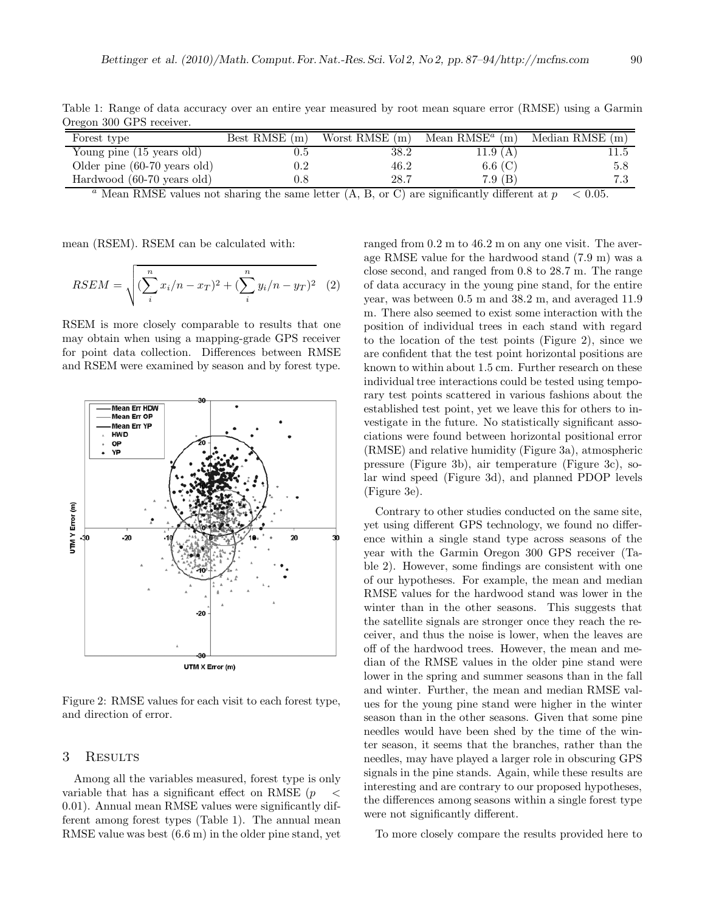Table 1: Range of data accuracy over an entire year measured by root mean square error (RMSE) using a Garmin Oregon 300 GPS receiver.

| Forest type | Best RMSE (m) | Worst RMSE (m) | Mean RMSE[a] (m) | Median RMSE (m) |
|---|---|---|---|---|
| Young pine (15 years old) | 0.5 | 38.2 | 11.9 (A) | 11.5 |
| Older pine (60-70 years old) | 0.2 | 46.2 | 6.6 (C) | 5.8 |
| Hardwood (60-70 years old) | 0.8 | 28.7 | 7.9 (B) | 7.3 |

[a] Mean RMSE values not sharing the same letter (A, B, or C) are significantly different at $p < 0.05$.

mean (RSEM). RSEM can be calculated with:

$$RSEM = \sqrt{(\sum_{i}^{n} x_i/n - x_T)^2 + (\sum_{i}^{n} y_i/n - y_T)^2} \quad (2)$$

RSEM is more closely comparable to results that one may obtain when using a mapping-grade GPS receiver for point data collection. Differences between RMSE and RSEM were examined by season and by forest type.

Figure 2: RMSE values for each visit to each forest type, and direction of error.

## 3 Results

Among all the variables measured, forest type is only variable that has a significant effect on RMSE ($p < 0.01$). Annual mean RMSE values were significantly different among forest types (Table 1). The annual mean RMSE value was best (6.6 m) in the older pine stand, yet ranged from 0.2 m to 46.2 m on any one visit. The average RMSE value for the hardwood stand (7.9 m) was a close second, and ranged from 0.8 to 28.7 m. The range of data accuracy in the young pine stand, for the entire year, was between 0.5 m and 38.2 m, and averaged 11.9 m. There also seemed to exist some interaction with the position of individual trees in each stand with regard to the location of the test points (Figure 2), since we are confident that the test point horizontal positions are known to within about 1.5 cm. Further research on these individual tree interactions could be tested using temporary test points scattered in various fashions about the established test point, yet we leave this for others to investigate in the future. No statistically significant associations were found between horizontal positional error (RMSE) and relative humidity (Figure 3a), atmospheric pressure (Figure 3b), air temperature (Figure 3c), solar wind speed (Figure 3d), and planned PDOP levels (Figure 3e).

Contrary to other studies conducted on the same site, yet using different GPS technology, we found no difference within a single stand type across seasons of the year with the Garmin Oregon 300 GPS receiver (Table 2). However, some findings are consistent with one of our hypotheses. For example, the mean and median RMSE values for the hardwood stand was lower in the winter than in the other seasons. This suggests that the satellite signals are stronger once they reach the receiver, and thus the noise is lower, when the leaves are off of the hardwood trees. However, the mean and median of the RMSE values in the older pine stand were lower in the spring and summer seasons than in the fall and winter. Further, the mean and median RMSE values for the young pine stand were higher in the winter season than in the other seasons. Given that some pine needles would have been shed by the time of the winter season, it seems that the branches, rather than the needles, may have played a larger role in obscuring GPS signals in the pine stands. Again, while these results are interesting and are contrary to our proposed hypotheses, the differences among seasons within a single forest type were not significantly different.

To more closely compare the results provided here to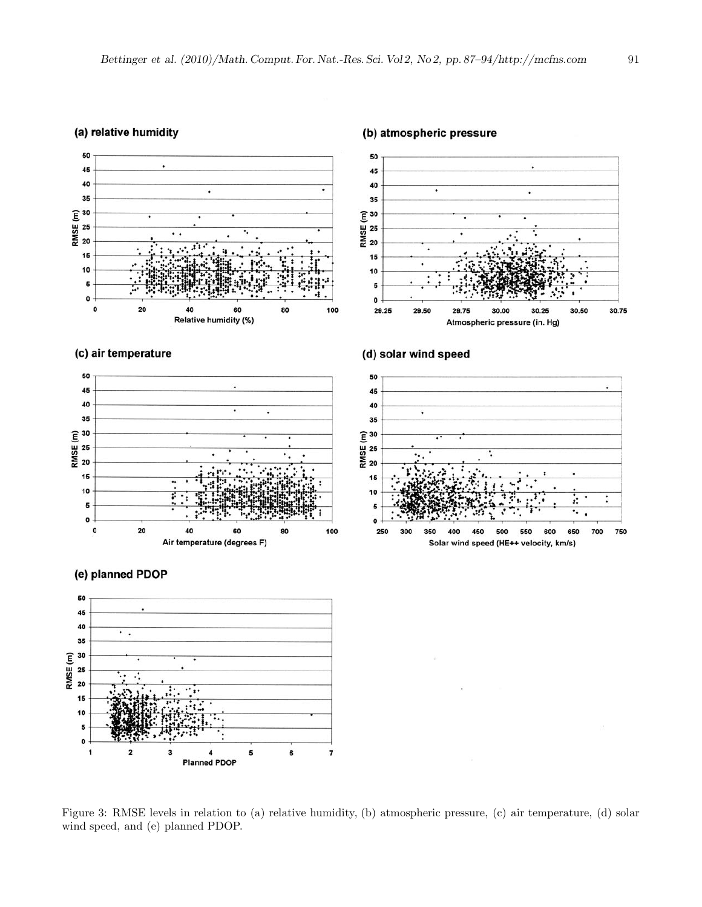Figure 3: RMSE levels in relation to (a) relative humidity, (b) atmospheric pressure, (c) air temperature, (d) solar wind speed, and (e) planned PDOP.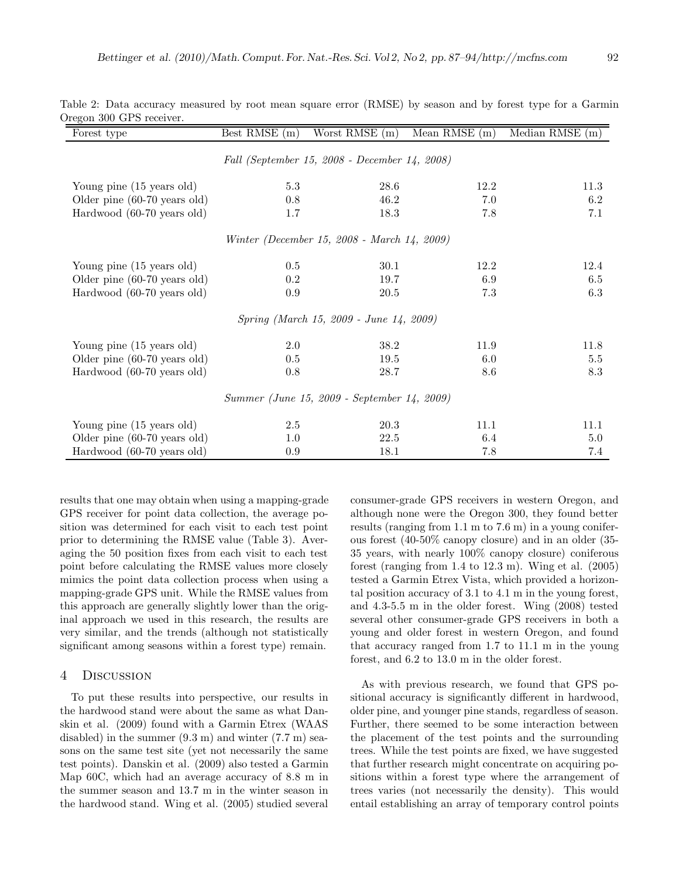Table 2: Data accuracy measured by root mean square error (RMSE) by season and by forest type for a Garmin Oregon 300 GPS receiver.

| Forest type | Best RMSE (m) | Worst RMSE (m) | Mean RMSE (m) | Median RMSE (m) |
|---|---|---|---|---|
| *Fall (September 15, 2008 - December 14, 2008)* | | | | |
| Young pine (15 years old) | 5.3 | 28.6 | 12.2 | 11.3 |
| Older pine (60-70 years old) | 0.8 | 46.2 | 7.0 | 6.2 |
| Hardwood (60-70 years old) | 1.7 | 18.3 | 7.8 | 7.1 |
| *Winter (December 15, 2008 - March 14, 2009)* | | | | |
| Young pine (15 years old) | 0.5 | 30.1 | 12.2 | 12.4 |
| Older pine (60-70 years old) | 0.2 | 19.7 | 6.9 | 6.5 |
| Hardwood (60-70 years old) | 0.9 | 20.5 | 7.3 | 6.3 |
| *Spring (March 15, 2009 - June 14, 2009)* | | | | |
| Young pine (15 years old) | 2.0 | 38.2 | 11.9 | 11.8 |
| Older pine (60-70 years old) | 0.5 | 19.5 | 6.0 | 5.5 |
| Hardwood (60-70 years old) | 0.8 | 28.7 | 8.6 | 8.3 |
| *Summer (June 15, 2009 - September 14, 2009)* | | | | |
| Young pine (15 years old) | 2.5 | 20.3 | 11.1 | 11.1 |
| Older pine (60-70 years old) | 1.0 | 22.5 | 6.4 | 5.0 |
| Hardwood (60-70 years old) | 0.9 | 18.1 | 7.8 | 7.4 |

results that one may obtain when using a mapping-grade GPS receiver for point data collection, the average position was determined for each visit to each test point prior to determining the RMSE value (Table 3). Averaging the 50 position fixes from each visit to each test point before calculating the RMSE values more closely mimics the point data collection process when using a mapping-grade GPS unit. While the RMSE values from this approach are generally slightly lower than the original approach we used in this research, the results are very similar, and the trends (although not statistically significant among seasons within a forest type) remain.

## 4 Discussion

To put these results into perspective, our results in the hardwood stand were about the same as what Danskin et al. (2009) found with a Garmin Etrex (WAAS disabled) in the summer (9.3 m) and winter (7.7 m) seasons on the same test site (yet not necessarily the same test points). Danskin et al. (2009) also tested a Garmin Map 60C, which had an average accuracy of 8.8 m in the summer season and 13.7 m in the winter season in the hardwood stand. Wing et al. (2005) studied several consumer-grade GPS receivers in western Oregon, and although none were the Oregon 300, they found better results (ranging from 1.1 m to 7.6 m) in a young coniferous forest (40-50% canopy closure) and in an older (35-35 years, with nearly 100% canopy closure) coniferous forest (ranging from 1.4 to 12.3 m). Wing et al. (2005) tested a Garmin Etrex Vista, which provided a horizontal position accuracy of 3.1 to 4.1 m in the young forest, and 4.3-5.5 m in the older forest. Wing (2008) tested several other consumer-grade GPS receivers in both a young and older forest in western Oregon, and found that accuracy ranged from 1.7 to 11.1 m in the young forest, and 6.2 to 13.0 m in the older forest.

As with previous research, we found that GPS positional accuracy is significantly different in hardwood, older pine, and younger pine stands, regardless of season. Further, there seemed to be some interaction between the placement of the test points and the surrounding trees. While the test points are fixed, we have suggested that further research might concentrate on acquiring positions within a forest type where the arrangement of trees varies (not necessarily the density). This would entail establishing an array of temporary control points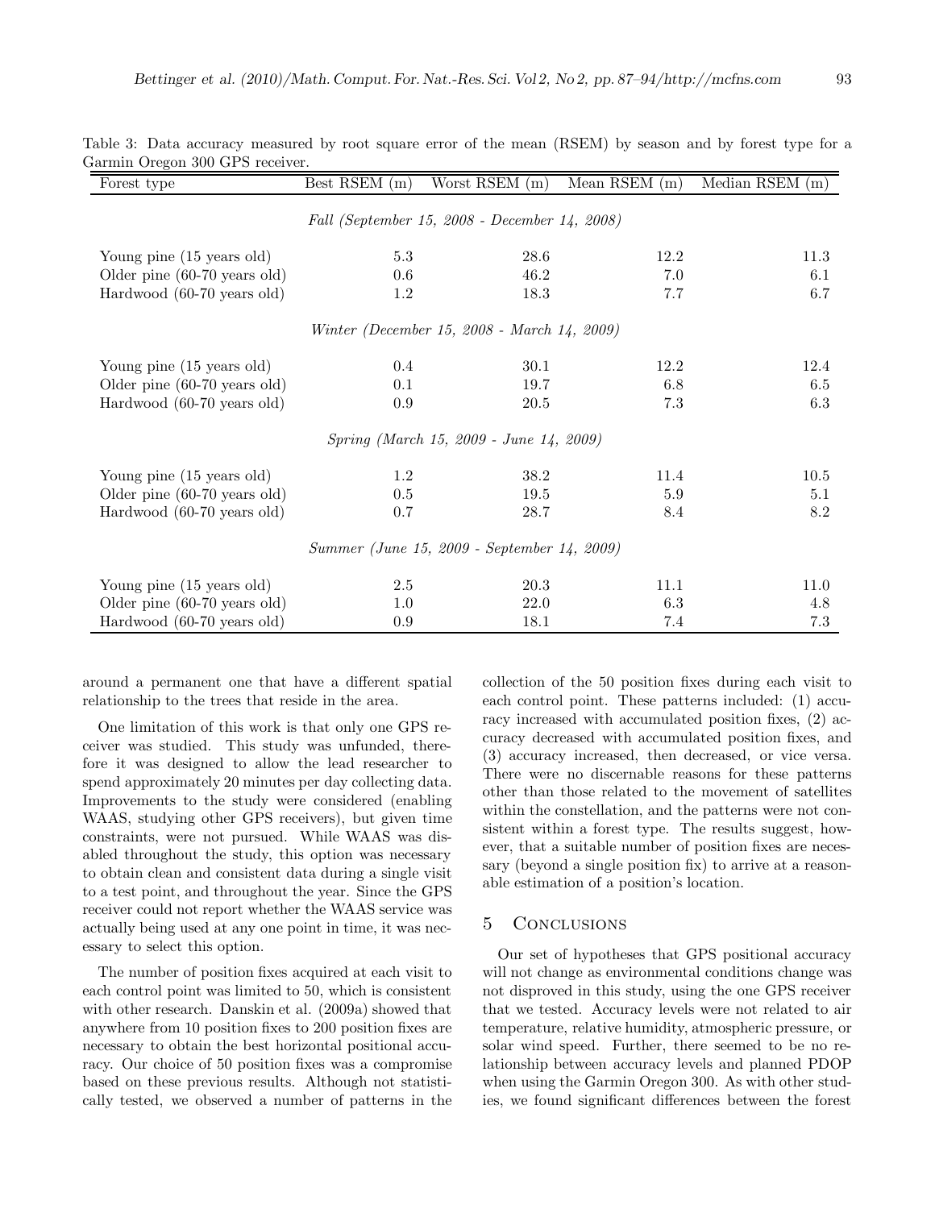Table 3: Data accuracy measured by root square error of the mean (RSEM) by season and by forest type for a Garmin Oregon 300 GPS receiver.

| Forest type | Best RSEM (m) | Worst RSEM (m) | Mean RSEM (m) | Median RSEM (m) |
|---|---|---|---|---|
| *Fall (September 15, 2008 - December 14, 2008)* | | | | |
| Young pine (15 years old) | 5.3 | 28.6 | 12.2 | 11.3 |
| Older pine (60-70 years old) | 0.6 | 46.2 | 7.0 | 6.1 |
| Hardwood (60-70 years old) | 1.2 | 18.3 | 7.7 | 6.7 |
| *Winter (December 15, 2008 - March 14, 2009)* | | | | |
| Young pine (15 years old) | 0.4 | 30.1 | 12.2 | 12.4 |
| Older pine (60-70 years old) | 0.1 | 19.7 | 6.8 | 6.5 |
| Hardwood (60-70 years old) | 0.9 | 20.5 | 7.3 | 6.3 |
| *Spring (March 15, 2009 - June 14, 2009)* | | | | |
| Young pine (15 years old) | 1.2 | 38.2 | 11.4 | 10.5 |
| Older pine (60-70 years old) | 0.5 | 19.5 | 5.9 | 5.1 |
| Hardwood (60-70 years old) | 0.7 | 28.7 | 8.4 | 8.2 |
| *Summer (June 15, 2009 - September 14, 2009)* | | | | |
| Young pine (15 years old) | 2.5 | 20.3 | 11.1 | 11.0 |
| Older pine (60-70 years old) | 1.0 | 22.0 | 6.3 | 4.8 |
| Hardwood (60-70 years old) | 0.9 | 18.1 | 7.4 | 7.3 |

around a permanent one that have a different spatial relationship to the trees that reside in the area.

One limitation of this work is that only one GPS receiver was studied. This study was unfunded, therefore it was designed to allow the lead researcher to spend approximately 20 minutes per day collecting data. Improvements to the study were considered (enabling WAAS, studying other GPS receivers), but given time constraints, were not pursued. While WAAS was disabled throughout the study, this option was necessary to obtain clean and consistent data during a single visit to a test point, and throughout the year. Since the GPS receiver could not report whether the WAAS service was actually being used at any one point in time, it was necessary to select this option.

The number of position fixes acquired at each visit to each control point was limited to 50, which is consistent with other research. Danskin et al. (2009a) showed that anywhere from 10 position fixes to 200 position fixes are necessary to obtain the best horizontal positional accuracy. Our choice of 50 position fixes was a compromise based on these previous results. Although not statistically tested, we observed a number of patterns in the collection of the 50 position fixes during each visit to each control point. These patterns included: (1) accuracy increased with accumulated position fixes, (2) accuracy decreased with accumulated position fixes, and (3) accuracy increased, then decreased, or vice versa. There were no discernable reasons for these patterns other than those related to the movement of satellites within the constellation, and the patterns were not consistent within a forest type. The results suggest, however, that a suitable number of position fixes are necessary (beyond a single position fix) to arrive at a reasonable estimation of a position's location.

## 5 Conclusions

Our set of hypotheses that GPS positional accuracy will not change as environmental conditions change was not disproved in this study, using the one GPS receiver that we tested. Accuracy levels were not related to air temperature, relative humidity, atmospheric pressure, or solar wind speed. Further, there seemed to be no relationship between accuracy levels and planned PDOP when using the Garmin Oregon 300. As with other studies, we found significant differences between the forest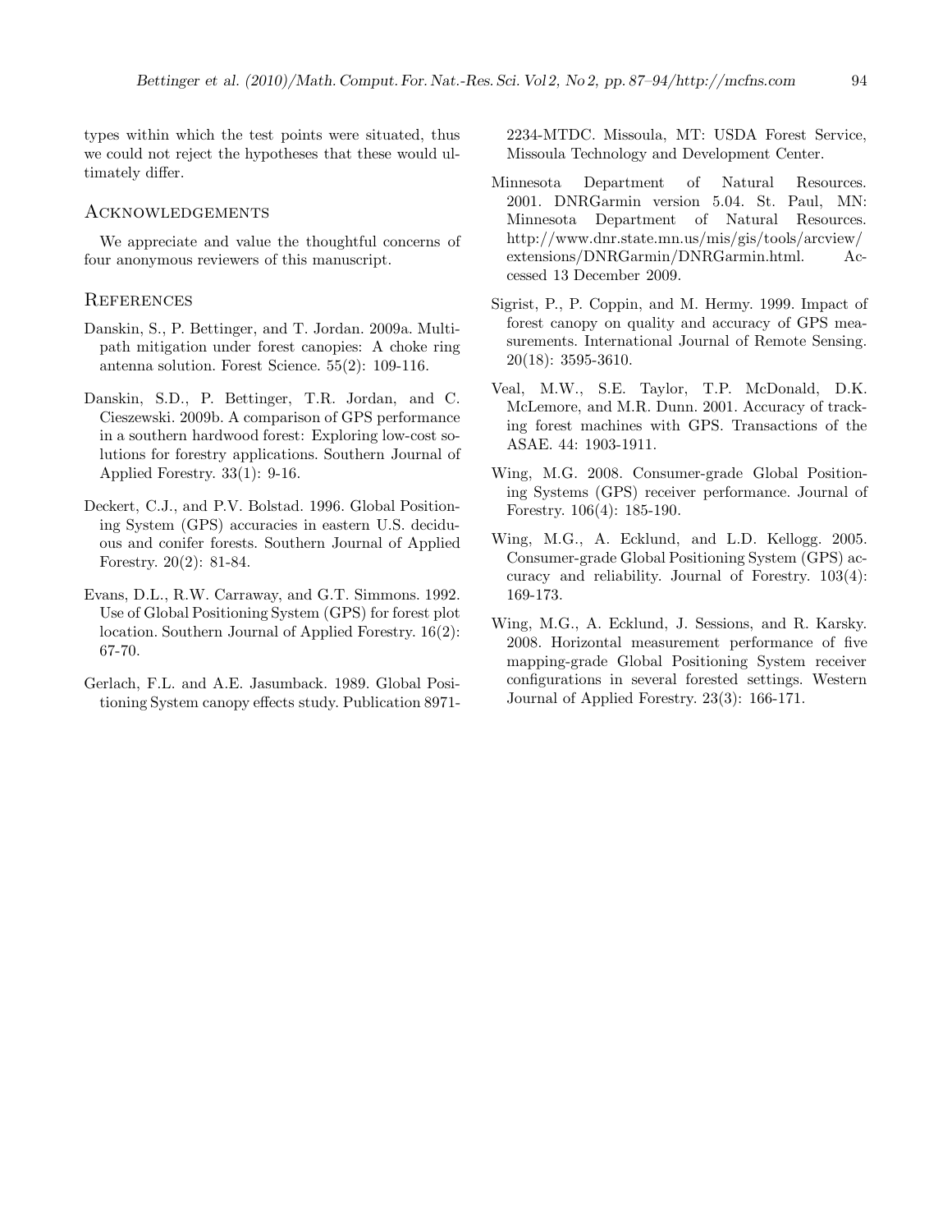types within which the test points were situated, thus we could not reject the hypotheses that these would ultimately differ.

## Acknowledgements

We appreciate and value the thoughtful concerns of four anonymous reviewers of this manuscript.

## References

Danskin, S., P. Bettinger, and T. Jordan. 2009a. Multipath mitigation under forest canopies: A choke ring antenna solution. Forest Science. 55(2): 109-116.

Danskin, S.D., P. Bettinger, T.R. Jordan, and C. Cieszewski. 2009b. A comparison of GPS performance in a southern hardwood forest: Exploring low-cost solutions for forestry applications. Southern Journal of Applied Forestry. 33(1): 9-16.

Deckert, C.J., and P.V. Bolstad. 1996. Global Positioning System (GPS) accuracies in eastern U.S. deciduous and conifer forests. Southern Journal of Applied Forestry. 20(2): 81-84.

Evans, D.L., R.W. Carraway, and G.T. Simmons. 1992. Use of Global Positioning System (GPS) for forest plot location. Southern Journal of Applied Forestry. 16(2): 67-70.

Gerlach, F.L. and A.E. Jasumback. 1989. Global Positioning System canopy effects study. Publication 8971-2234-MTDC. Missoula, MT: USDA Forest Service, Missoula Technology and Development Center.

Minnesota Department of Natural Resources. 2001. DNRGarmin version 5.04. St. Paul, MN: Minnesota Department of Natural Resources. http://www.dnr.state.mn.us/mis/gis/tools/arcview/extensions/DNRGarmin/DNRGarmin.html. Accessed 13 December 2009.

Sigrist, P., P. Coppin, and M. Hermy. 1999. Impact of forest canopy on quality and accuracy of GPS measurements. International Journal of Remote Sensing. 20(18): 3595-3610.

Veal, M.W., S.E. Taylor, T.P. McDonald, D.K. McLemore, and M.R. Dunn. 2001. Accuracy of tracking forest machines with GPS. Transactions of the ASAE. 44: 1903-1911.

Wing, M.G. 2008. Consumer-grade Global Positioning Systems (GPS) receiver performance. Journal of Forestry. 106(4): 185-190.

Wing, M.G., A. Ecklund, and L.D. Kellogg. 2005. Consumer-grade Global Positioning System (GPS) accuracy and reliability. Journal of Forestry. 103(4): 169-173.

Wing, M.G., A. Ecklund, J. Sessions, and R. Karsky. 2008. Horizontal measurement performance of five mapping-grade Global Positioning System receiver configurations in several forested settings. Western Journal of Applied Forestry. 23(3): 166-171.